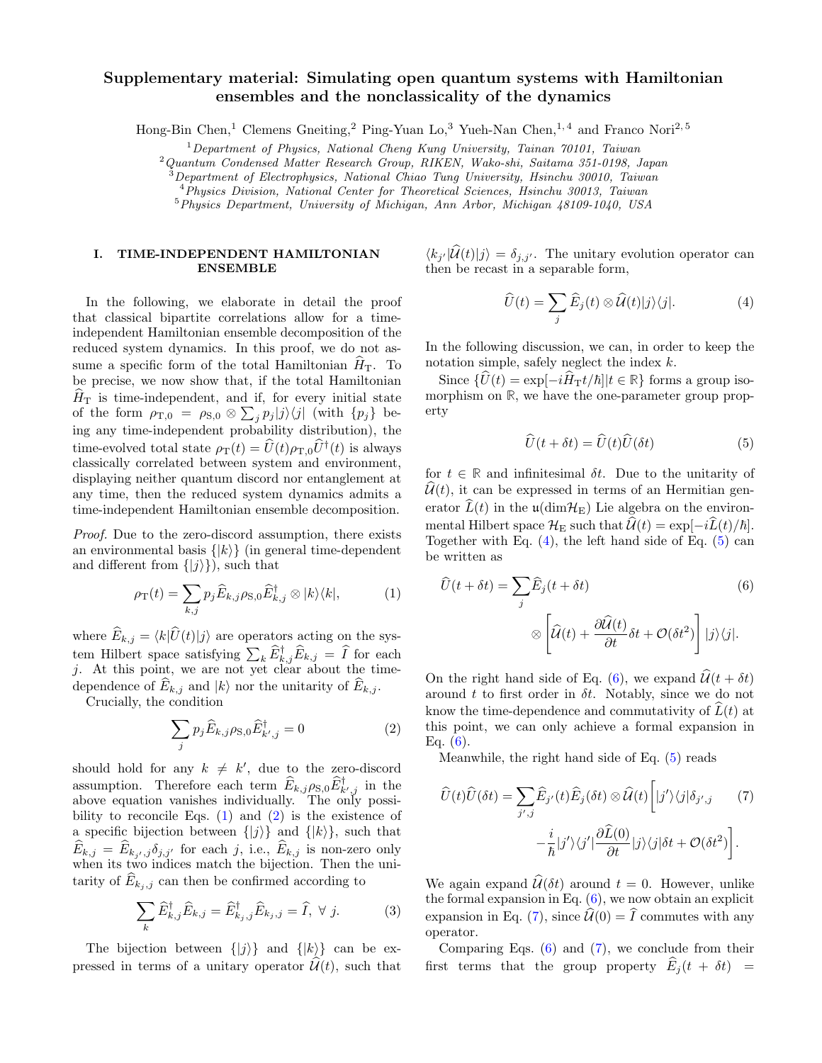# Supplementary material: Simulating open quantum systems with Hamiltonian ensembles and the nonclassicality of the dynamics

Hong-Bin Chen,[1] Clemens Gneiting,[2] Ping-Yuan Lo,[3] Yueh-Nan Chen,[1,4] and Franco Nori[2,5]

[1] *Department of Physics, National Cheng Kung University, Tainan 70101, Taiwan*
[2] *Quantum Condensed Matter Research Group, RIKEN, Wako-shi, Saitama 351-0198, Japan*
[3] *Department of Electrophysics, National Chiao Tung University, Hsinchu 30010, Taiwan*
[4] *Physics Division, National Center for Theoretical Sciences, Hsinchu 30013, Taiwan*
[5] *Physics Department, University of Michigan, Ann Arbor, Michigan 48109-1040, USA*

## I. TIME-INDEPENDENT HAMILTONIAN ENSEMBLE

In the following, we elaborate in detail the proof that classical bipartite correlations allow for a time-independent Hamiltonian ensemble decomposition of the reduced system dynamics. In this proof, we do not assume a specific form of the total Hamiltonian $\widehat{H}_{\mathrm{T}}$. To be precise, we now show that, if the total Hamiltonian $\widehat{H}_{\mathrm{T}}$ is time-independent, and if, for every initial state of the form $\rho_{\mathrm{T},0} = \rho_{\mathrm{S},0}\otimes\sum_j p_j|j\rangle\langle j|$ (with $\{p_j\}$ being any time-independent probability distribution), the time-evolved total state $\rho_{\mathrm{T}}(t) = \widehat{U}(t)\rho_{\mathrm{T},0}\widehat{U}^\dagger(t)$ is always classically correlated between system and environment, displaying neither quantum discord nor entanglement at any time, then the reduced system dynamics admits a time-independent Hamiltonian ensemble decomposition.

*Proof.* Due to the zero-discord assumption, there exists an environmental basis $\{|k\rangle\}$ (in general time-dependent and different from $\{|j\rangle\}$), such that

$$\rho_{\mathrm{T}}(t) = \sum_{k,j} p_j \widehat{E}_{k,j}\rho_{\mathrm{S},0}\widehat{E}_{k,j}^\dagger \otimes |k\rangle\langle k|, \tag{1}$$

where $\widehat{E}_{k,j} = \langle k|\widehat{U}(t)|j\rangle$ are operators acting on the system Hilbert space satisfying $\sum_k \widehat{E}_{k,j}^\dagger\widehat{E}_{k,j} = \widehat{I}$ for each $j$. At this point, we are not yet clear about the time-dependence of $\widehat{E}_{k,j}$ and $|k\rangle$ nor the unitarity of $\widehat{E}_{k,j}$.

Crucially, the condition

$$\sum_j p_j \widehat{E}_{k,j}\rho_{\mathrm{S},0}\widehat{E}_{k',j}^\dagger = 0 \tag{2}$$

should hold for any $k\neq k'$, due to the zero-discord assumption. Therefore each term $\widehat{E}_{k,j}\rho_{\mathrm{S},0}\widehat{E}_{k',j}^\dagger$ in the above equation vanishes individually. The only possibility to reconcile Eqs. (1) and (2) is the existence of a specific bijection between $\{|j\rangle\}$ and $\{|k\rangle\}$, such that $\widehat{E}_{k,j} = \widehat{E}_{k_{j'},j}\delta_{j,j'}$ for each $j$, i.e., $\widehat{E}_{k,j}$ is non-zero only when its two indices match the bijection. Then the unitarity of $\widehat{E}_{k_j,j}$ can then be confirmed according to

$$\sum_k \widehat{E}_{k,j}^\dagger\widehat{E}_{k,j} = \widehat{E}_{k_j,j}^\dagger\widehat{E}_{k_j,j} = \widehat{I},\ \forall\ j. \tag{3}$$

The bijection between $\{|j\rangle\}$ and $\{|k\rangle\}$ can be expressed in terms of a unitary operator $\widehat{\mathcal{U}}(t)$, such that $\langle k_{j'}|\widehat{\mathcal{U}}(t)|j\rangle = \delta_{j,j'}$. The unitary evolution operator can then be recast in a separable form,

$$\widehat{U}(t) = \sum_j \widehat{E}_j(t)\otimes\widehat{\mathcal{U}}(t)|j\rangle\langle j|. \tag{4}$$

In the following discussion, we can, in order to keep the notation simple, safely neglect the index $k$.

Since $\{\widehat{U}(t) = \exp[-i\widehat{H}_{\mathrm{T}}t/\hbar]|t\in\mathbb{R}\}$ forms a group isomorphism on $\mathbb{R}$, we have the one-parameter group property

$$\widehat{U}(t+\delta t) = \widehat{U}(t)\widehat{U}(\delta t) \tag{5}$$

for $t\in\mathbb{R}$ and infinitesimal $\delta t$. Due to the unitarity of $\widehat{\mathcal{U}}(t)$, it can be expressed in terms of an Hermitian generator $\widehat{L}(t)$ in the $\mathfrak{u}(\dim\mathcal{H}_{\mathrm{E}})$ Lie algebra on the environmental Hilbert space $\mathcal{H}_{\mathrm{E}}$ such that $\widehat{\mathcal{U}}(t) = \exp[-i\widehat{L}(t)/\hbar]$. Together with Eq. (4), the left hand side of Eq. (5) can be written as

$$\begin{aligned}\widehat{U}(t+\delta t) = &\sum_j \widehat{E}_j(t+\delta t) \\ &\otimes\left[\widehat{\mathcal{U}}(t) + \frac{\partial\widehat{\mathcal{U}}(t)}{\partial t}\delta t + \mathcal{O}(\delta t^2)\right]|j\rangle\langle j|.\end{aligned} \tag{6}$$

On the right hand side of Eq. (6), we expand $\widehat{\mathcal{U}}(t+\delta t)$ around $t$ to first order in $\delta t$. Notably, since we do not know the time-dependence and commutativity of $\widehat{L}(t)$ at this point, we can only achieve a formal expansion in Eq. (6).

Meanwhile, the right hand side of Eq. (5) reads

$$\begin{aligned}\widehat{U}(t)\widehat{U}(\delta t) = &\sum_{j',j}\widehat{E}_{j'}(t)\widehat{E}_j(\delta t)\otimes\widehat{\mathcal{U}}(t)\Big[|j'\rangle\langle j|\delta_{j',j} \\ &-\frac{i}{\hbar}|j'\rangle\langle j'|\frac{\partial\widehat{L}(0)}{\partial t}|j\rangle\langle j|\delta t + \mathcal{O}(\delta t^2)\Big].\end{aligned} \tag{7}$$

We again expand $\widehat{\mathcal{U}}(\delta t)$ around $t=0$. However, unlike the formal expansion in Eq. (6), we now obtain an explicit expansion in Eq. (7), since $\widehat{\mathcal{U}}(0) = \widehat{I}$ commutes with any operator.

Comparing Eqs. (6) and (7), we conclude from their first terms that the group property $\widehat{E}_j(t+\delta t) =$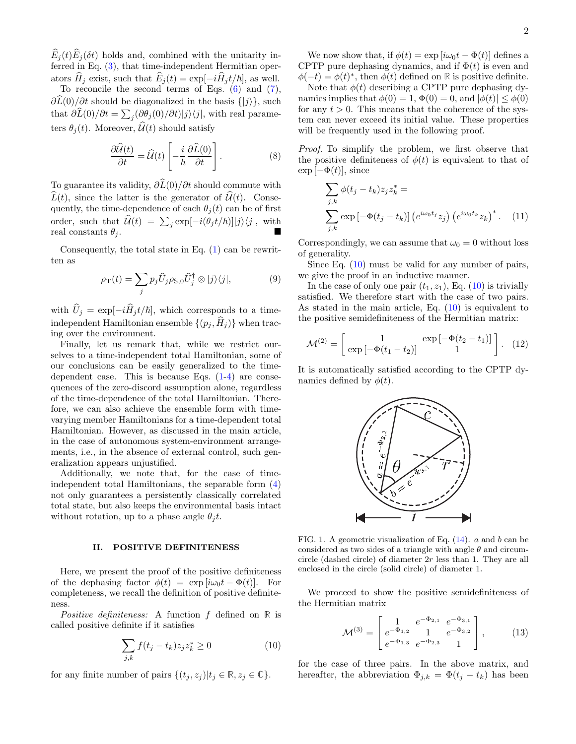$\widehat{E}_j(t)\widehat{E}_j(\delta t)$ holds and, combined with the unitarity inferred in Eq. (3), that time-independent Hermitian operators $\widehat{H}_j$ exist, such that $\widehat{E}_j(t) = \exp[-i\widehat{H}_j t/\hbar]$, as well.

To reconcile the second terms of Eqs. (6) and (7), $\partial\widehat{L}(0)/\partial t$ should be diagonalized in the basis $\{|j\rangle\}$, such that $\partial\widehat{L}(0)/\partial t = \sum_j (\partial\theta_j(0)/\partial t)|j\rangle\langle j|$, with real parameters $\theta_j(t)$. Moreover, $\widehat{\mathcal{U}}(t)$ should satisfy

$$\frac{\partial\widehat{\mathcal{U}}(t)}{\partial t} = \widehat{\mathcal{U}}(t)\left[-\frac{i}{\hbar}\frac{\partial\widehat{L}(0)}{\partial t}\right]. \tag{8}$$

To guarantee its validity, $\partial\widehat{L}(0)/\partial t$ should commute with $\widehat{L}(t)$, since the latter is the generator of $\widehat{\mathcal{U}}(t)$. Consequently, the time-dependence of each $\theta_j(t)$ can be of first order, such that $\widehat{\mathcal{U}}(t) = \sum_j \exp[-i(\theta_j t/\hbar)]|j\rangle\langle j|$, with real constants $\theta_j$. ∎

Consequently, the total state in Eq. (1) can be rewritten as

$$\rho_{\rm T}(t) = \sum_j p_j \widehat{U}_j \rho_{{\rm S},0}\widehat{U}_j^\dagger \otimes |j\rangle\langle j|, \tag{9}$$

with $\widehat{U}_j = \exp[-i\widehat{H}_j t/\hbar]$, which corresponds to a time-independent Hamiltonian ensemble $\{(p_j, \widehat{H}_j)\}$ when tracing over the environment.

Finally, let us remark that, while we restrict ourselves to a time-independent total Hamiltonian, some of our conclusions can be easily generalized to the time-dependent case. This is because Eqs. (1-4) are consequences of the zero-discord assumption alone, regardless of the time-dependence of the total Hamiltonian. Therefore, we can also achieve the ensemble form with time-varying member Hamiltonians for a time-dependent total Hamiltonian. However, as discussed in the main article, in the case of autonomous system-environment arrangements, i.e., in the absence of external control, such generalization appears unjustified.

Additionally, we note that, for the case of time-independent total Hamiltonians, the separable form (4) not only guarantees a persistently classically correlated total state, but also keeps the environmental basis intact without rotation, up to a phase angle $\theta_j t$.

## II. POSITIVE DEFINITENESS

Here, we present the proof of the positive definiteness of the dephasing factor $\phi(t) = \exp[i\omega_0 t - \Phi(t)]$. For completeness, we recall the definition of positive definiteness.

*Positive definiteness:* A function $f$ defined on $\mathbb{R}$ is called positive definite if it satisfies

$$\sum_{j,k} f(t_j - t_k) z_j z_k^* \geq 0 \tag{10}$$

for any finite number of pairs $\{(t_j, z_j)|t_j \in \mathbb{R}, z_j \in \mathbb{C}\}$.

We now show that, if $\phi(t) = \exp[i\omega_0 t - \Phi(t)]$ defines a CPTP pure dephasing dynamics, and if $\Phi(t)$ is even and $\phi(-t) = \phi(t)^*$, then $\phi(t)$ defined on $\mathbb{R}$ is positive definite.

Note that $\phi(t)$ describing a CPTP pure dephasing dynamics implies that $\phi(0) = 1$, $\Phi(0) = 0$, and $|\phi(t)| \leq \phi(0)$ for any $t > 0$. This means that the coherence of the system can never exceed its initial value. These properties will be frequently used in the following proof.

*Proof.* To simplify the problem, we first observe that the positive definiteness of $\phi(t)$ is equivalent to that of $\exp[-\Phi(t)]$, since

$$\sum_{j,k}\phi(t_j - t_k) z_j z_k^* = \sum_{j,k}\exp[-\Phi(t_j - t_k)]\left(e^{i\omega_0 t_j} z_j\right)\left(e^{i\omega_0 t_k} z_k\right)^*. \tag{11}$$

Correspondingly, we can assume that $\omega_0 = 0$ without loss of generality.

Since Eq. (10) must be valid for any number of pairs, we give the proof in an inductive manner.

In the case of only one pair $(t_1, z_1)$, Eq. (10) is trivially satisfied. We therefore start with the case of two pairs. As stated in the main article, Eq. (10) is equivalent to the positive semidefiniteness of the Hermitian matrix:

$$\mathcal{M}^{(2)} = \begin{bmatrix} 1 & \exp[-\Phi(t_2 - t_1)] \\ \exp[-\Phi(t_1 - t_2)] & 1 \end{bmatrix}. \tag{12}$$

It is automatically satisfied according to the CPTP dynamics defined by $\phi(t)$.

FIG. 1. A geometric visualization of Eq. (14). $a$ and $b$ can be considered as two sides of a triangle with angle $\theta$ and circumcircle (dashed circle) of diameter $2r$ less than 1. They are all enclosed in the circle (solid circle) of diameter 1.

We proceed to show the positive semidefiniteness of the Hermitian matrix

$$\mathcal{M}^{(3)} = \begin{bmatrix} 1 & e^{-\Phi_{2,1}} & e^{-\Phi_{3,1}} \\ e^{-\Phi_{1,2}} & 1 & e^{-\Phi_{3,2}} \\ e^{-\Phi_{1,3}} & e^{-\Phi_{2,3}} & 1 \end{bmatrix}, \tag{13}$$

for the case of three pairs. In the above matrix, and hereafter, the abbreviation $\Phi_{j,k} = \Phi(t_j - t_k)$ has been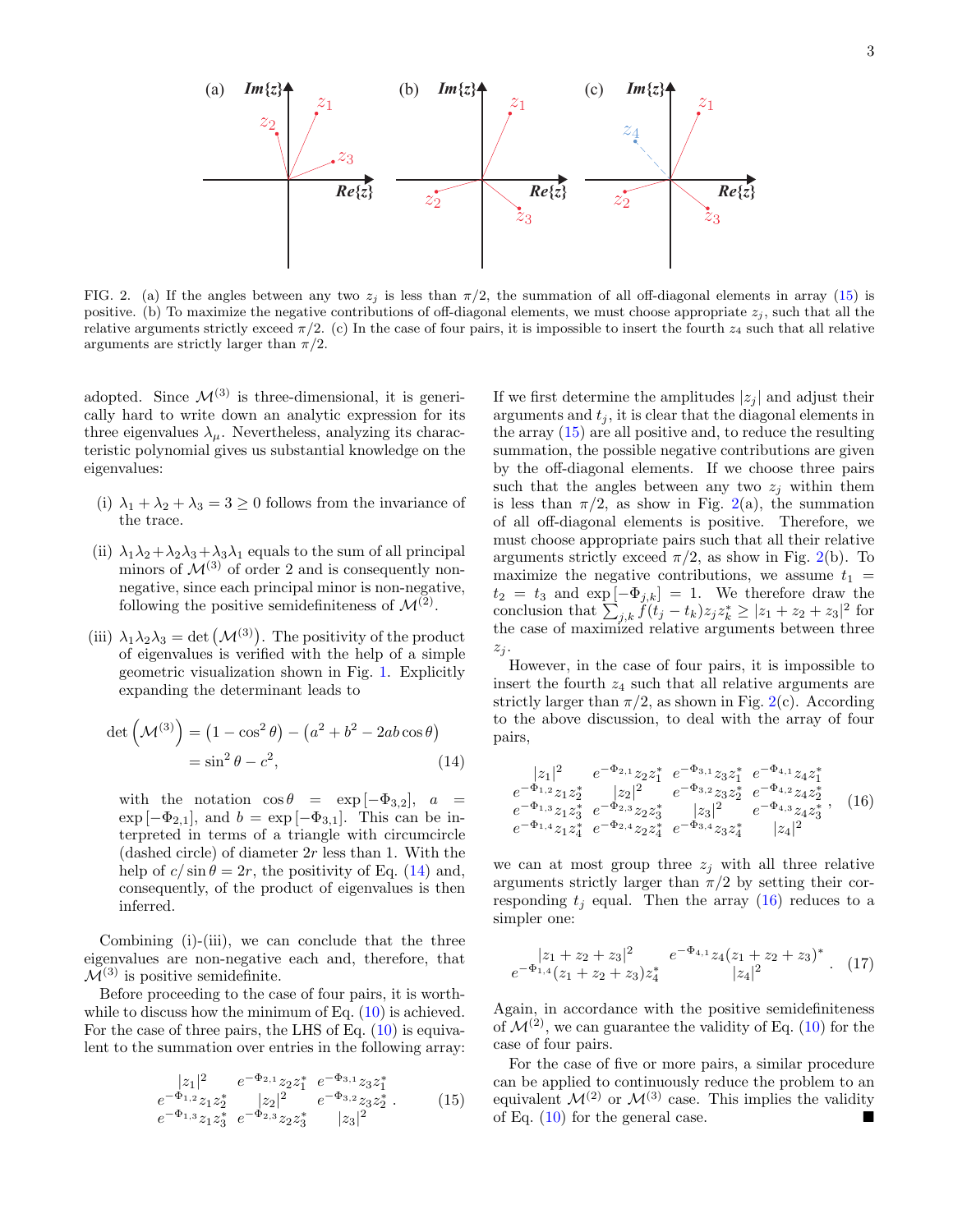FIG. 2. (a) If the angles between any two $z_j$ is less than $\pi/2$, the summation of all off-diagonal elements in array (15) is positive. (b) To maximize the negative contributions of off-diagonal elements, we must choose appropriate $z_j$, such that all the relative arguments strictly exceed $\pi/2$. (c) In the case of four pairs, it is impossible to insert the fourth $z_4$ such that all relative arguments are strictly larger than $\pi/2$.

adopted. Since $\mathcal{M}^{(3)}$ is three-dimensional, it is generically hard to write down an analytic expression for its three eigenvalues $\lambda_\mu$. Nevertheless, analyzing its characteristic polynomial gives us substantial knowledge on the eigenvalues:

(i) $\lambda_1 + \lambda_2 + \lambda_3 = 3 \geq 0$ follows from the invariance of the trace.

(ii) $\lambda_1\lambda_2 + \lambda_2\lambda_3 + \lambda_3\lambda_1$ equals to the sum of all principal minors of $\mathcal{M}^{(3)}$ of order 2 and is consequently non-negative, since each principal minor is non-negative, following the positive semidefiniteness of $\mathcal{M}^{(2)}$.

(iii) $\lambda_1\lambda_2\lambda_3 = \det\left(\mathcal{M}^{(3)}\right)$. The positivity of the product of eigenvalues is verified with the help of a simple geometric visualization shown in Fig. 1. Explicitly expanding the determinant leads to

$$
\begin{aligned}
\det\left(\mathcal{M}^{(3)}\right) &= \left(1 - \cos^2\theta\right) - \left(a^2 + b^2 - 2ab\cos\theta\right) \\
&= \sin^2\theta - c^2,
\end{aligned} \tag{14}
$$

with the notation $\cos\theta = \exp[-\Phi_{3,2}]$, $a = \exp[-\Phi_{2,1}]$, and $b = \exp[-\Phi_{3,1}]$. This can be interpreted in terms of a triangle with circumcircle (dashed circle) of diameter $2r$ less than 1. With the help of $c/\sin\theta = 2r$, the positivity of Eq. (14) and, consequently, of the product of eigenvalues is then inferred.

Combining (i)-(iii), we can conclude that the three eigenvalues are non-negative each and, therefore, that $\mathcal{M}^{(3)}$ is positive semidefinite.

Before proceeding to the case of four pairs, it is worthwhile to discuss how the minimum of Eq. (10) is achieved. For the case of three pairs, the LHS of Eq. (10) is equivalent to the summation over entries in the following array:

$$
\begin{matrix}
|z_1|^2 & e^{-\Phi_{2,1}} z_2 z_1^* & e^{-\Phi_{3,1}} z_3 z_1^* \\
e^{-\Phi_{1,2}} z_1 z_2^* & |z_2|^2 & e^{-\Phi_{3,2}} z_3 z_2^* \\
e^{-\Phi_{1,3}} z_1 z_3^* & e^{-\Phi_{2,3}} z_2 z_3^* & |z_3|^2
\end{matrix} . \tag{15}
$$

If we first determine the amplitudes $|z_j|$ and adjust their arguments and $t_j$, it is clear that the diagonal elements in the array (15) are all positive and, to reduce the resulting summation, the possible negative contributions are given by the off-diagonal elements. If we choose three pairs such that the angles between any two $z_j$ within them is less than $\pi/2$, as show in Fig. 2(a), the summation of all off-diagonal elements is positive. Therefore, we must choose appropriate pairs such that all their relative arguments strictly exceed $\pi/2$, as show in Fig. 2(b). To maximize the negative contributions, we assume $t_1 = t_2 = t_3$ and $\exp[-\Phi_{j,k}] = 1$. We therefore draw the conclusion that $\sum_{j,k} f(t_j - t_k) z_j z_k^* \geq |z_1 + z_2 + z_3|^2$ for the case of maximized relative arguments between three $z_j$.

However, in the case of four pairs, it is impossible to insert the fourth $z_4$ such that all relative arguments are strictly larger than $\pi/2$, as shown in Fig. 2(c). According to the above discussion, to deal with the array of four pairs,

$$
\begin{matrix}
|z_1|^2 & e^{-\Phi_{2,1}} z_2 z_1^* & e^{-\Phi_{3,1}} z_3 z_1^* & e^{-\Phi_{4,1}} z_4 z_1^* \\
e^{-\Phi_{1,2}} z_1 z_2^* & |z_2|^2 & e^{-\Phi_{3,2}} z_3 z_2^* & e^{-\Phi_{4,2}} z_4 z_2^* \\
e^{-\Phi_{1,3}} z_1 z_3^* & e^{-\Phi_{2,3}} z_2 z_3^* & |z_3|^2 & e^{-\Phi_{4,3}} z_4 z_3^* \\
e^{-\Phi_{1,4}} z_1 z_4^* & e^{-\Phi_{2,4}} z_2 z_4^* & e^{-\Phi_{3,4}} z_3 z_4^* & |z_4|^2
\end{matrix} , \tag{16}
$$

we can at most group three $z_j$ with all three relative arguments strictly larger than $\pi/2$ by setting their corresponding $t_j$ equal. Then the array (16) reduces to a simpler one:

$$
\begin{matrix}
|z_1 + z_2 + z_3|^2 & e^{-\Phi_{4,1}} z_4 (z_1 + z_2 + z_3)^* \\
e^{-\Phi_{1,4}} (z_1 + z_2 + z_3) z_4^* & |z_4|^2
\end{matrix} . \tag{17}
$$

Again, in accordance with the positive semidefiniteness of $\mathcal{M}^{(2)}$, we can guarantee the validity of Eq. (10) for the case of four pairs.

For the case of five or more pairs, a similar procedure can be applied to continuously reduce the problem to an equivalent $\mathcal{M}^{(2)}$ or $\mathcal{M}^{(3)}$ case. This implies the validity of Eq. (10) for the general case. ■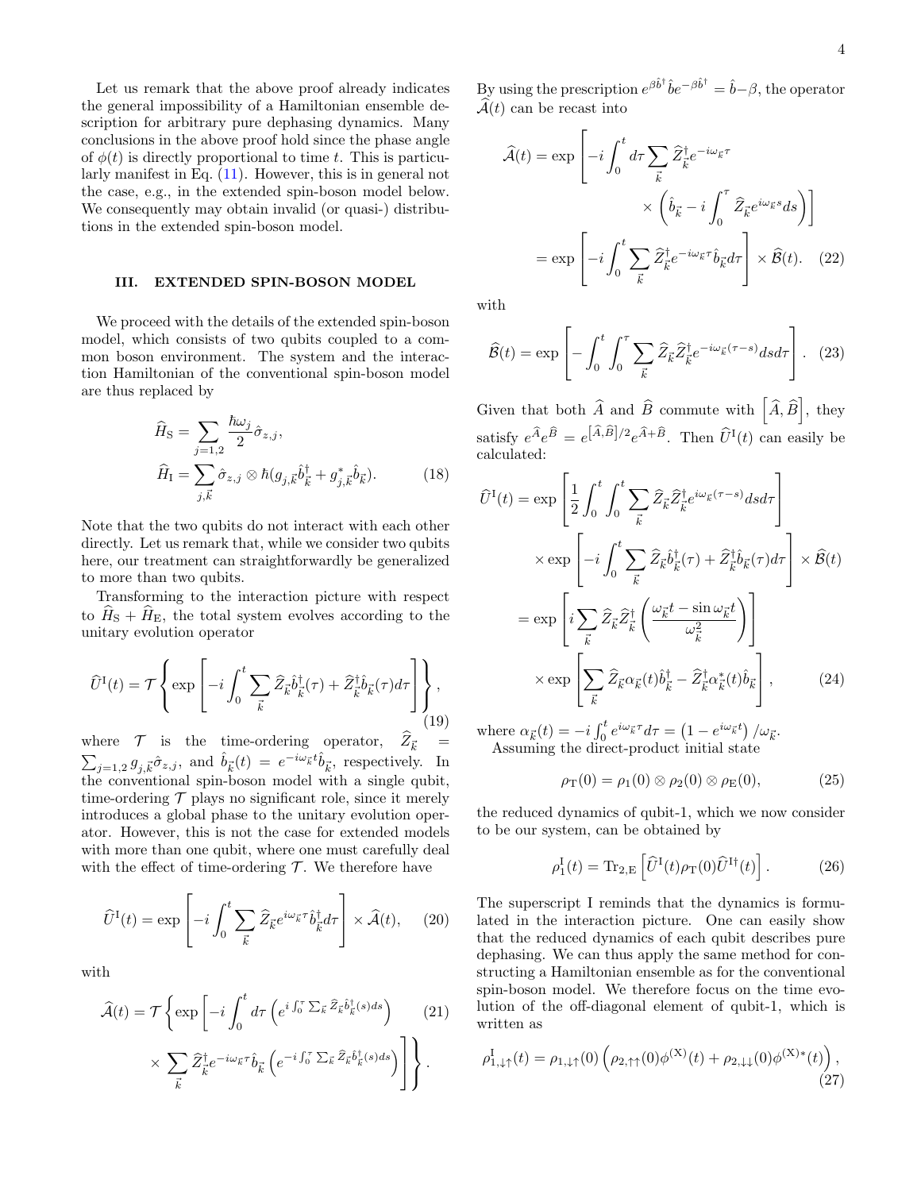Let us remark that the above proof already indicates the general impossibility of a Hamiltonian ensemble description for arbitrary pure dephasing dynamics. Many conclusions in the above proof hold since the phase angle of $\phi(t)$ is directly proportional to time $t$. This is particularly manifest in Eq. (11). However, this is in general not the case, e.g., in the extended spin-boson model below. We consequently may obtain invalid (or quasi-) distributions in the extended spin-boson model.

### III. EXTENDED SPIN-BOSON MODEL

We proceed with the details of the extended spin-boson model, which consists of two qubits coupled to a common boson environment. The system and the interaction Hamiltonian of the conventional spin-boson model are thus replaced by

$$
\begin{aligned}
\widehat{H}_{\mathrm{S}} &= \sum_{j=1,2} \frac{\hbar\omega_j}{2}\hat{\sigma}_{z,j}, \\
\widehat{H}_{\mathrm{I}} &= \sum_{j,\vec{k}} \hat{\sigma}_{z,j} \otimes \hbar(g_{j,\vec{k}}\hat{b}_{\vec{k}}^{\dagger} + g_{j,\vec{k}}^{*}\hat{b}_{\vec{k}}).
\end{aligned} \tag{18}
$$

Note that the two qubits do not interact with each other directly. Let us remark that, while we consider two qubits here, our treatment can straightforwardly be generalized to more than two qubits.

Transforming to the interaction picture with respect to $\widehat{H}_{\mathrm{S}} + \widehat{H}_{\mathrm{E}}$, the total system evolves according to the unitary evolution operator

$$
\widehat{U}^{\mathrm{I}}(t) = \mathcal{T}\left\{\exp\left[-i\int_0^t \sum_{\vec{k}} \widehat{Z}_{\vec{k}}\hat{b}_{\vec{k}}^{\dagger}(\tau) + \widehat{Z}_{\vec{k}}^{\dagger}\hat{b}_{\vec{k}}(\tau)d\tau\right]\right\}, \tag{19}
$$

where $\mathcal{T}$ is the time-ordering operator, $\widehat{Z}_{\vec{k}} = \sum_{j=1,2} g_{j,\vec{k}}\hat{\sigma}_{z,j}$, and $\hat{b}_{\vec{k}}(t) = e^{-i\omega_{\vec{k}}t}\hat{b}_{\vec{k}}$, respectively. In the conventional spin-boson model with a single qubit, time-ordering $\mathcal{T}$ plays no significant role, since it merely introduces a global phase to the unitary evolution operator. However, this is not the case for extended models with more than one qubit, where one must carefully deal with the effect of time-ordering $\mathcal{T}$. We therefore have

$$
\widehat{U}^{\mathrm{I}}(t) = \exp\left[-i\int_0^t \sum_{\vec{k}} \widehat{Z}_{\vec{k}}e^{i\omega_{\vec{k}}\tau}\hat{b}_{\vec{k}}^{\dagger}d\tau\right] \times \widehat{\mathcal{A}}(t), \tag{20}
$$

with

$$
\widehat{\mathcal{A}}(t) = \mathcal{T}\left\{\exp\left[-i\int_0^t d\tau \left(e^{i\int_0^{\tau}\sum_{\vec{k}}\widehat{Z}_{\vec{k}}\hat{b}_{\vec{k}}^{\dagger}(s)ds}\right) \times \sum_{\vec{k}} \widehat{Z}_{\vec{k}}^{\dagger}e^{-i\omega_{\vec{k}}\tau}\hat{b}_{\vec{k}}\left(e^{-i\int_0^{\tau}\sum_{\vec{k}}\widehat{Z}_{\vec{k}}\hat{b}_{\vec{k}}^{\dagger}(s)ds}\right)\right]\right\}. \tag{21}
$$

By using the prescription $e^{\beta\hat{b}^{\dagger}}\hat{b}e^{-\beta\hat{b}^{\dagger}} = \hat{b} - \beta$, the operator $\widehat{\mathcal{A}}(t)$ can be recast into

$$
\begin{aligned}
\widehat{\mathcal{A}}(t) &= \exp\left[-i\int_0^t d\tau \sum_{\vec{k}} \widehat{Z}_{\vec{k}}^{\dagger}e^{-i\omega_{\vec{k}}\tau} \times \left(\hat{b}_{\vec{k}} - i\int_0^{\tau}\widehat{Z}_{\vec{k}}e^{i\omega_{\vec{k}}s}ds\right)\right] \\
&= \exp\left[-i\int_0^t \sum_{\vec{k}} \widehat{Z}_{\vec{k}}^{\dagger}e^{-i\omega_{\vec{k}}\tau}\hat{b}_{\vec{k}}d\tau\right] \times \widehat{\mathcal{B}}(t).
\end{aligned} \tag{22}
$$

with

$$
\widehat{\mathcal{B}}(t) = \exp\left[-\int_0^t\int_0^{\tau}\sum_{\vec{k}}\widehat{Z}_{\vec{k}}\widehat{Z}_{\vec{k}}^{\dagger}e^{-i\omega_{\vec{k}}(\tau-s)}dsd\tau\right]. \tag{23}
$$

Given that both $\widehat{A}$ and $\widehat{B}$ commute with $\left[\widehat{A},\widehat{B}\right]$, they satisfy $e^{\widehat{A}}e^{\widehat{B}} = e^{[\widehat{A},\widehat{B}]/2}e^{\widehat{A}+\widehat{B}}$. Then $\widehat{U}^{\mathrm{I}}(t)$ can easily be calculated:

$$
\begin{aligned}
\widehat{U}^{\mathrm{I}}(t) &= \exp\left[\frac{1}{2}\int_0^t\int_0^t\sum_{\vec{k}}\widehat{Z}_{\vec{k}}\widehat{Z}_{\vec{k}}^{\dagger}e^{i\omega_{\vec{k}}(\tau-s)}dsd\tau\right] \\
&\quad\times \exp\left[-i\int_0^t\sum_{\vec{k}}\widehat{Z}_{\vec{k}}\hat{b}_{\vec{k}}^{\dagger}(\tau) + \widehat{Z}_{\vec{k}}^{\dagger}\hat{b}_{\vec{k}}(\tau)d\tau\right] \times \widehat{\mathcal{B}}(t) \\
&= \exp\left[i\sum_{\vec{k}}\widehat{Z}_{\vec{k}}\widehat{Z}_{\vec{k}}^{\dagger}\left(\frac{\omega_{\vec{k}}t - \sin\omega_{\vec{k}}t}{\omega_{\vec{k}}^2}\right)\right] \\
&\quad\times \exp\left[\sum_{\vec{k}}\widehat{Z}_{\vec{k}}\alpha_{\vec{k}}(t)\hat{b}_{\vec{k}}^{\dagger} - \widehat{Z}_{\vec{k}}^{\dagger}\alpha_{\vec{k}}^{*}(t)\hat{b}_{\vec{k}}\right],
\end{aligned} \tag{24}
$$

where $\alpha_{\vec{k}}(t) = -i\int_0^t e^{i\omega_{\vec{k}}\tau}d\tau = \left(1 - e^{i\omega_{\vec{k}}t}\right)/\omega_{\vec{k}}$.

Assuming the direct-product initial state

$$
\rho_{\mathrm{T}}(0) = \rho_1(0) \otimes \rho_2(0) \otimes \rho_{\mathrm{E}}(0), \tag{25}
$$

the reduced dynamics of qubit-1, which we now consider to be our system, can be obtained by

$$
\rho_1^{\mathrm{I}}(t) = \mathrm{Tr}_{2,\mathrm{E}}\left[\widehat{U}^{\mathrm{I}}(t)\rho_{\mathrm{T}}(0)\widehat{U}^{\mathrm{I}\dagger}(t)\right]. \tag{26}
$$

The superscript I reminds that the dynamics is formulated in the interaction picture. One can easily show that the reduced dynamics of each qubit describes pure dephasing. We can thus apply the same method for constructing a Hamiltonian ensemble as for the conventional spin-boson model. We therefore focus on the time evolution of the off-diagonal element of qubit-1, which is written as

$$
\rho_{1,\downarrow\uparrow}^{\mathrm{I}}(t) = \rho_{1,\downarrow\uparrow}(0)\left(\rho_{2,\uparrow\uparrow}(0)\phi^{(\mathrm{X})}(t) + \rho_{2,\downarrow\downarrow}(0)\phi^{(\mathrm{X})*}(t)\right), \tag{27}
$$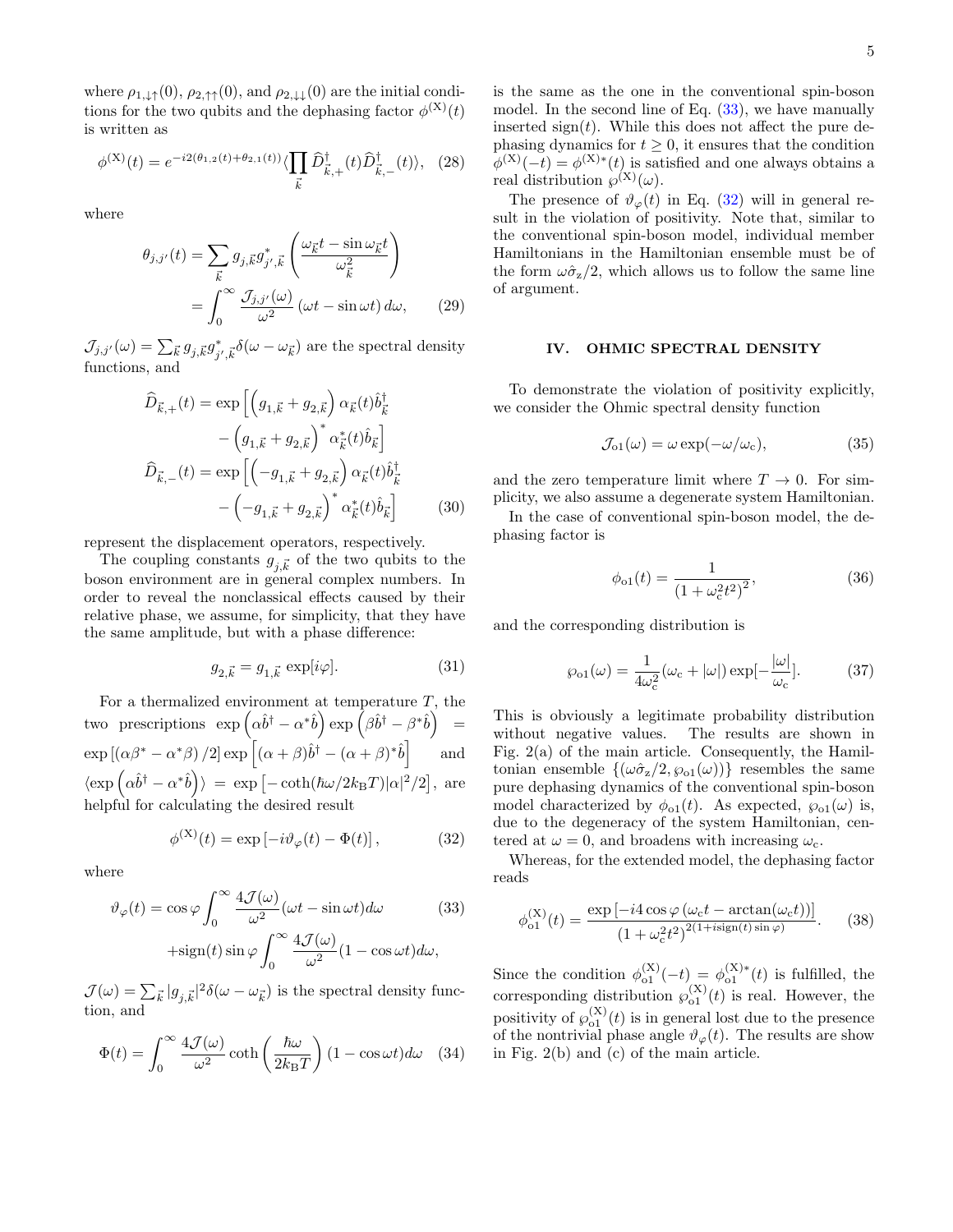where $\rho_{1,\downarrow\uparrow}(0)$, $\rho_{2,\uparrow\uparrow}(0)$, and $\rho_{2,\downarrow\downarrow}(0)$ are the initial conditions for the two qubits and the dephasing factor $\phi^{(\mathrm{X})}(t)$ is written as

$$\phi^{(\mathrm{X})}(t) = e^{-i2(\theta_{1,2}(t)+\theta_{2,1}(t))}\langle\prod_{\vec{k}} \widehat{D}^{\dagger}_{\vec{k},+}(t)\widehat{D}^{\dagger}_{\vec{k},-}(t)\rangle, \quad (28)$$

where

$$\begin{aligned}\theta_{j,j'}(t) &= \sum_{\vec{k}} g_{j,\vec{k}} g^{*}_{j',\vec{k}} \left(\frac{\omega_{\vec{k}} t - \sin\omega_{\vec{k}} t}{\omega^{2}_{\vec{k}}}\right) \\ &= \int_{0}^{\infty} \frac{\mathcal{J}_{j,j'}(\omega)}{\omega^{2}} \left(\omega t - \sin\omega t\right) d\omega, \end{aligned} \quad (29)$$

$\mathcal{J}_{j,j'}(\omega) = \sum_{\vec{k}} g_{j,\vec{k}} g^{*}_{j',\vec{k}} \delta(\omega - \omega_{\vec{k}})$ are the spectral density functions, and

$$\begin{aligned}\widehat{D}_{\vec{k},+}(t) &= \exp\Big[\left(g_{1,\vec{k}} + g_{2,\vec{k}}\right)\alpha_{\vec{k}}(t)\hat{b}^{\dagger}_{\vec{k}} \\ &\quad - \left(g_{1,\vec{k}} + g_{2,\vec{k}}\right)^{*}\alpha^{*}_{\vec{k}}(t)\hat{b}_{\vec{k}}\Big] \\ \widehat{D}_{\vec{k},-}(t) &= \exp\Big[\left(-g_{1,\vec{k}} + g_{2,\vec{k}}\right)\alpha_{\vec{k}}(t)\hat{b}^{\dagger}_{\vec{k}} \\ &\quad - \left(-g_{1,\vec{k}} + g_{2,\vec{k}}\right)^{*}\alpha^{*}_{\vec{k}}(t)\hat{b}_{\vec{k}}\Big] \end{aligned} \quad (30)$$

represent the displacement operators, respectively.

The coupling constants $g_{j,\vec{k}}$ of the two qubits to the boson environment are in general complex numbers. In order to reveal the nonclassical effects caused by their relative phase, we assume, for simplicity, that they have the same amplitude, but with a phase difference:

$$g_{2,\vec{k}} = g_{1,\vec{k}} \exp[i\varphi]. \quad (31)$$

For a thermalized environment at temperature $T$, the two prescriptions $\exp\left(\alpha\hat{b}^{\dagger} - \alpha^{*}\hat{b}\right)\exp\left(\beta\hat{b}^{\dagger} - \beta^{*}\hat{b}\right) = \exp\left[\left(\alpha\beta^{*} - \alpha^{*}\beta\right)/2\right]\exp\left[(\alpha+\beta)\hat{b}^{\dagger} - (\alpha+\beta)^{*}\hat{b}\right]$ and $\langle\exp\left(\alpha\hat{b}^{\dagger} - \alpha^{*}\hat{b}\right)\rangle = \exp\left[-\coth(\hbar\omega/2k_{\mathrm{B}}T)|\alpha|^{2}/2\right]$, are helpful for calculating the desired result

$$\phi^{(\mathrm{X})}(t) = \exp\left[-i\vartheta_{\varphi}(t) - \Phi(t)\right], \quad (32)$$

where

$$\begin{aligned}\vartheta_{\varphi}(t) &= \cos\varphi\int_{0}^{\infty} \frac{4\mathcal{J}(\omega)}{\omega^{2}}(\omega t - \sin\omega t)d\omega \\ &\quad + \mathrm{sign}(t)\sin\varphi\int_{0}^{\infty} \frac{4\mathcal{J}(\omega)}{\omega^{2}}(1 - \cos\omega t)d\omega, \end{aligned} \quad (33)$$

$\mathcal{J}(\omega) = \sum_{\vec{k}} |g_{j,\vec{k}}|^{2}\delta(\omega - \omega_{\vec{k}})$ is the spectral density function, and

$$\Phi(t) = \int_{0}^{\infty} \frac{4\mathcal{J}(\omega)}{\omega^{2}} \coth\left(\frac{\hbar\omega}{2k_{\mathrm{B}}T}\right)(1 - \cos\omega t)d\omega \quad (34)$$

is the same as the one in the conventional spin-boson model. In the second line of Eq. (33), we have manually inserted $\mathrm{sign}(t)$. While this does not affect the pure dephasing dynamics for $t \geq 0$, it ensures that the condition $\phi^{(\mathrm{X})}(-t) = \phi^{(\mathrm{X})*}(t)$ is satisfied and one always obtains a real distribution $\wp^{(\mathrm{X})}(\omega)$.

The presence of $\vartheta_{\varphi}(t)$ in Eq. (32) will in general result in the violation of positivity. Note that, similar to the conventional spin-boson model, individual member Hamiltonians in the Hamiltonian ensemble must be of the form $\omega\hat{\sigma}_{z}/2$, which allows us to follow the same line of argument.

## IV. OHMIC SPECTRAL DENSITY

To demonstrate the violation of positivity explicitly, we consider the Ohmic spectral density function

$$\mathcal{J}_{\mathrm{o}1}(\omega) = \omega\exp(-\omega/\omega_{\mathrm{c}}), \quad (35)$$

and the zero temperature limit where $T \to 0$. For simplicity, we also assume a degenerate system Hamiltonian.

In the case of conventional spin-boson model, the dephasing factor is

$$\phi_{\mathrm{o}1}(t) = \frac{1}{\left(1 + \omega_{\mathrm{c}}^{2}t^{2}\right)^{2}}, \quad (36)$$

and the corresponding distribution is

$$\wp_{\mathrm{o}1}(\omega) = \frac{1}{4\omega_{\mathrm{c}}^{2}}(\omega_{\mathrm{c}} + |\omega|)\exp[-\frac{|\omega|}{\omega_{\mathrm{c}}}]. \quad (37)$$

This is obviously a legitimate probability distribution without negative values. The results are shown in Fig. 2(a) of the main article. Consequently, the Hamiltonian ensemble $\{(\omega\hat{\sigma}_{z}/2, \wp_{\mathrm{o}1}(\omega))\}$ resembles the same pure dephasing dynamics of the conventional spin-boson model characterized by $\phi_{\mathrm{o}1}(t)$. As expected, $\wp_{\mathrm{o}1}(\omega)$ is, due to the degeneracy of the system Hamiltonian, centered at $\omega = 0$, and broadens with increasing $\omega_{\mathrm{c}}$.

Whereas, for the extended model, the dephasing factor reads

$$\phi^{(\mathrm{X})}_{\mathrm{o}1}(t) = \frac{\exp\left[-i4\cos\varphi\left(\omega_{\mathrm{c}}t - \arctan(\omega_{\mathrm{c}}t)\right)\right]}{\left(1 + \omega_{\mathrm{c}}^{2}t^{2}\right)^{2(1+i\mathrm{sign}(t)\sin\varphi)}}. \quad (38)$$

Since the condition $\phi^{(\mathrm{X})}_{\mathrm{o}1}(-t) = \phi^{(\mathrm{X})*}_{\mathrm{o}1}(t)$ is fulfilled, the corresponding distribution $\wp^{(\mathrm{X})}_{\mathrm{o}1}(t)$ is real. However, the positivity of $\wp^{(\mathrm{X})}_{\mathrm{o}1}(t)$ is in general lost due to the presence of the nontrivial phase angle $\vartheta_{\varphi}(t)$. The results are show in Fig. 2(b) and (c) of the main article.